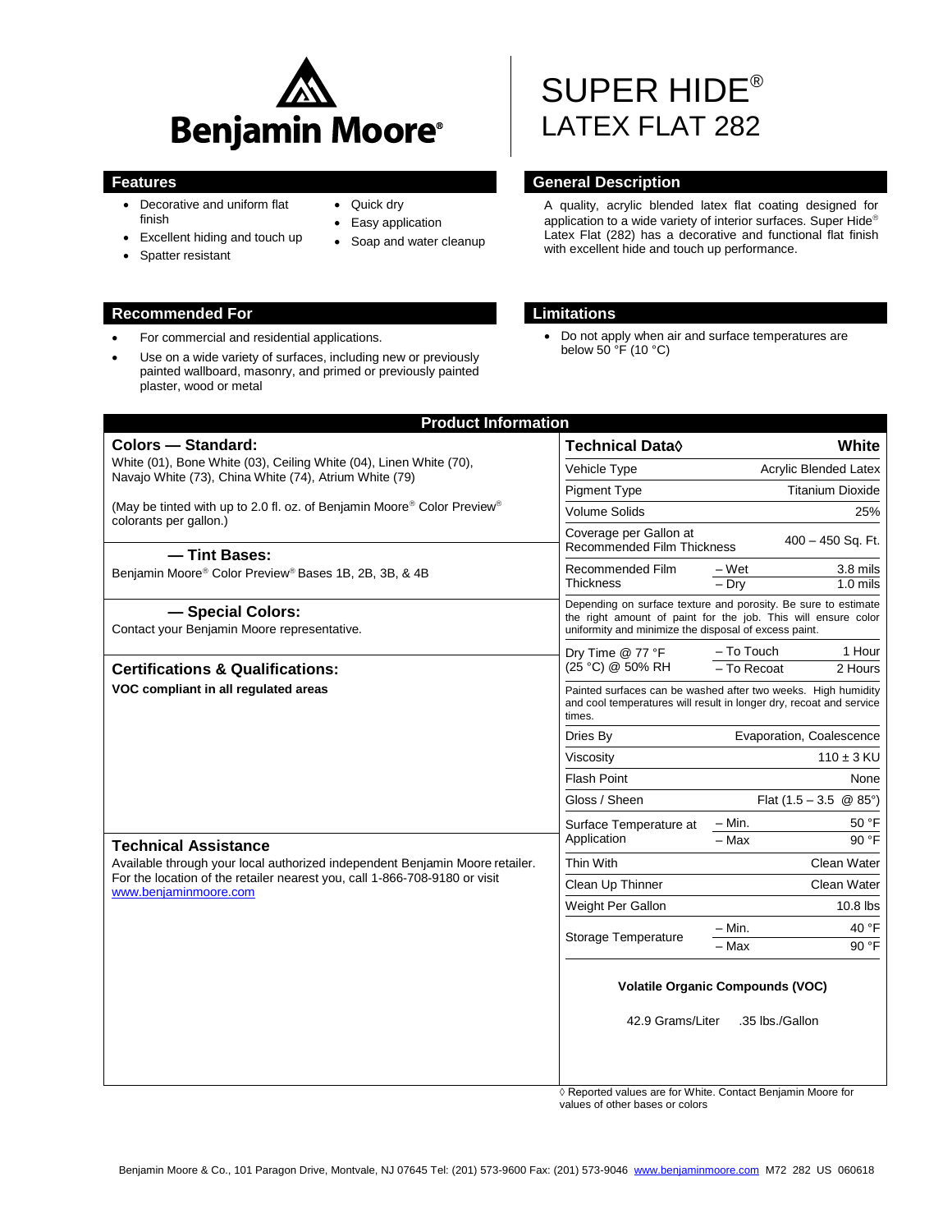Benjamin Moore®

# SUPER HIDE® LATEX FLAT 282

## Features

- Decorative and uniform flat finish
- Excellent hiding and touch up
- Spatter resistant
- Quick dry
- Easy application
- Soap and water cleanup

## General Description

A quality, acrylic blended latex flat coating designed for application to a wide variety of interior surfaces. Super Hide® Latex Flat (282) has a decorative and functional flat finish with excellent hide and touch up performance.

## Recommended For

- For commercial and residential applications.
- Use on a wide variety of surfaces, including new or previously painted wallboard, masonry, and primed or previously painted plaster, wood or metal

## Limitations

- Do not apply when air and surface temperatures are below 50 °F (10 °C)

## Product Information

### Colors — Standard:

White (01), Bone White (03), Ceiling White (04), Linen White (70), Navajo White (73), China White (74), Atrium White (79)

(May be tinted with up to 2.0 fl. oz. of Benjamin Moore® Color Preview® colorants per gallon.)

### — Tint Bases:

Benjamin Moore® Color Preview® Bases 1B, 2B, 3B, & 4B

### — Special Colors:

Contact your Benjamin Moore representative.

### Certifications & Qualifications:

**VOC compliant in all regulated areas**

### Technical Assistance

Available through your local authorized independent Benjamin Moore retailer. For the location of the retailer nearest you, call 1-866-708-9180 or visit www.benjaminmoore.com

| Technical Data◊ | | White |
|---|---|---|
| Vehicle Type | | Acrylic Blended Latex |
| Pigment Type | | Titanium Dioxide |
| Volume Solids | | 25% |
| Coverage per Gallon at Recommended Film Thickness | | 400 – 450 Sq. Ft. |
| Recommended Film Thickness | – Wet | 3.8 mils |
| | – Dry | 1.0 mils |
| Depending on surface texture and porosity. Be sure to estimate the right amount of paint for the job. This will ensure color uniformity and minimize the disposal of excess paint. | | |
| Dry Time @ 77 °F (25 °C) @ 50% RH | – To Touch | 1 Hour |
| | – To Recoat | 2 Hours |
| Painted surfaces can be washed after two weeks. High humidity and cool temperatures will result in longer dry, recoat and service times. | | |
| Dries By | | Evaporation, Coalescence |
| Viscosity | | 110 ± 3 KU |
| Flash Point | | None |
| Gloss / Sheen | | Flat (1.5 – 3.5 @ 85°) |
| Surface Temperature at Application | – Min. | 50 °F |
| | – Max | 90 °F |
| Thin With | | Clean Water |
| Clean Up Thinner | | Clean Water |
| Weight Per Gallon | | 10.8 lbs |
| Storage Temperature | – Min. | 40 °F |
| | – Max | 90 °F |

**Volatile Organic Compounds (VOC)**

42.9 Grams/Liter .35 lbs./Gallon

◊ Reported values are for White. Contact Benjamin Moore for values of other bases or colors

Benjamin Moore & Co., 101 Paragon Drive, Montvale, NJ 07645 Tel: (201) 573-9600 Fax: (201) 573-9046 www.benjaminmoore.com M72 282 US 060618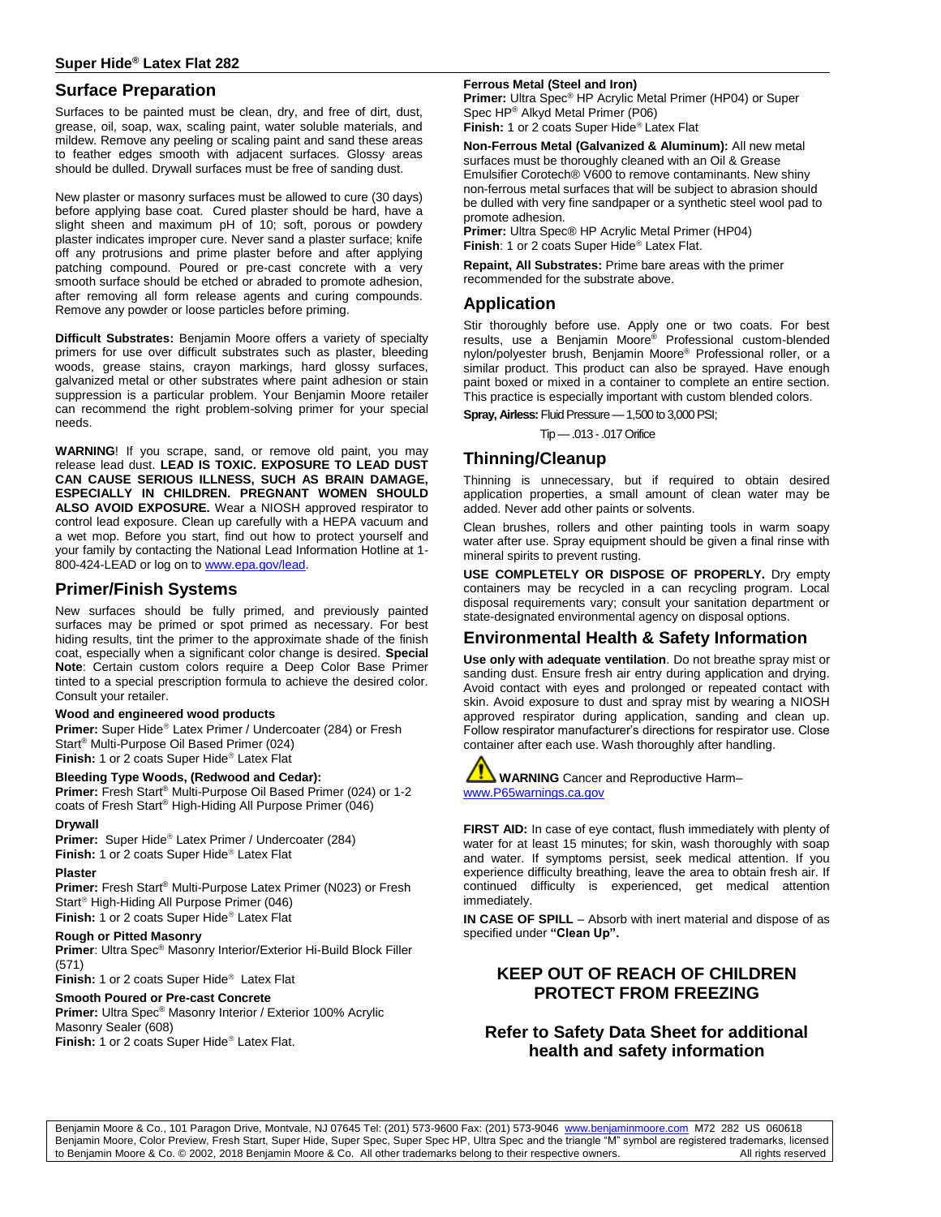## Surface Preparation

Surfaces to be painted must be clean, dry, and free of dirt, dust, grease, oil, soap, wax, scaling paint, water soluble materials, and mildew. Remove any peeling or scaling paint and sand these areas to feather edges smooth with adjacent surfaces. Glossy areas should be dulled. Drywall surfaces must be free of sanding dust.

New plaster or masonry surfaces must be allowed to cure (30 days) before applying base coat. Cured plaster should be hard, have a slight sheen and maximum pH of 10; soft, porous or powdery plaster indicates improper cure. Never sand a plaster surface; knife off any protrusions and prime plaster before and after applying patching compound. Poured or pre-cast concrete with a very smooth surface should be etched or abraded to promote adhesion, after removing all form release agents and curing compounds. Remove any powder or loose particles before priming.

**Difficult Substrates:** Benjamin Moore offers a variety of specialty primers for use over difficult substrates such as plaster, bleeding woods, grease stains, crayon markings, hard glossy surfaces, galvanized metal or other substrates where paint adhesion or stain suppression is a particular problem. Your Benjamin Moore retailer can recommend the right problem-solving primer for your special needs.

**WARNING**! If you scrape, sand, or remove old paint, you may release lead dust. **LEAD IS TOXIC. EXPOSURE TO LEAD DUST CAN CAUSE SERIOUS ILLNESS, SUCH AS BRAIN DAMAGE, ESPECIALLY IN CHILDREN. PREGNANT WOMEN SHOULD ALSO AVOID EXPOSURE.** Wear a NIOSH approved respirator to control lead exposure. Clean up carefully with a HEPA vacuum and a wet mop. Before you start, find out how to protect yourself and your family by contacting the National Lead Information Hotline at 1-800-424-LEAD or log on to www.epa.gov/lead.

## Primer/Finish Systems

New surfaces should be fully primed, and previously painted surfaces may be primed or spot primed as necessary. For best hiding results, tint the primer to the approximate shade of the finish coat, especially when a significant color change is desired. **Special Note**: Certain custom colors require a Deep Color Base Primer tinted to a special prescription formula to achieve the desired color. Consult your retailer.

**Wood and engineered wood products**
**Primer:** Super Hide® Latex Primer / Undercoater (284) or Fresh Start® Multi-Purpose Oil Based Primer (024)
**Finish:** 1 or 2 coats Super Hide® Latex Flat

**Bleeding Type Woods, (Redwood and Cedar):**
**Primer:** Fresh Start® Multi-Purpose Oil Based Primer (024) or 1-2 coats of Fresh Start® High-Hiding All Purpose Primer (046)

**Drywall**
**Primer:** Super Hide® Latex Primer / Undercoater (284)
**Finish:** 1 or 2 coats Super Hide® Latex Flat

**Plaster**
**Primer:** Fresh Start® Multi-Purpose Latex Primer (N023) or Fresh Start® High-Hiding All Purpose Primer (046)
**Finish:** 1 or 2 coats Super Hide® Latex Flat

**Rough or Pitted Masonry**
**Primer**: Ultra Spec® Masonry Interior/Exterior Hi-Build Block Filler (571)
**Finish:** 1 or 2 coats Super Hide® Latex Flat

**Smooth Poured or Pre-cast Concrete**
**Primer:** Ultra Spec® Masonry Interior / Exterior 100% Acrylic Masonry Sealer (608)
**Finish:** 1 or 2 coats Super Hide® Latex Flat.

**Ferrous Metal (Steel and Iron)**
**Primer:** Ultra Spec® HP Acrylic Metal Primer (HP04) or Super Spec HP® Alkyd Metal Primer (P06)
**Finish:** 1 or 2 coats Super Hide® Latex Flat

**Non-Ferrous Metal (Galvanized & Aluminum):** All new metal surfaces must be thoroughly cleaned with an Oil & Grease Emulsifier Corotech® V600 to remove contaminants. New shiny non-ferrous metal surfaces that will be subject to abrasion should be dulled with very fine sandpaper or a synthetic steel wool pad to promote adhesion.
**Primer:** Ultra Spec® HP Acrylic Metal Primer (HP04)
**Finish**: 1 or 2 coats Super Hide® Latex Flat.

**Repaint, All Substrates:** Prime bare areas with the primer recommended for the substrate above.

## Application

Stir thoroughly before use. Apply one or two coats. For best results, use a Benjamin Moore® Professional custom-blended nylon/polyester brush, Benjamin Moore® Professional roller, or a similar product. This product can also be sprayed. Have enough paint boxed or mixed in a container to complete an entire section. This practice is especially important with custom blended colors.

**Spray, Airless:** Fluid Pressure — 1,500 to 3,000 PSI;
Tip — .013 - .017 Orifice

## Thinning/Cleanup

Thinning is unnecessary, but if required to obtain desired application properties, a small amount of clean water may be added. Never add other paints or solvents.

Clean brushes, rollers and other painting tools in warm soapy water after use. Spray equipment should be given a final rinse with mineral spirits to prevent rusting.

**USE COMPLETELY OR DISPOSE OF PROPERLY.** Dry empty containers may be recycled in a can recycling program. Local disposal requirements vary; consult your sanitation department or state-designated environmental agency on disposal options.

## Environmental Health & Safety Information

**Use only with adequate ventilation**. Do not breathe spray mist or sanding dust. Ensure fresh air entry during application and drying. Avoid contact with eyes and prolonged or repeated contact with skin. Avoid exposure to dust and spray mist by wearing a NIOSH approved respirator during application, sanding and clean up. Follow respirator manufacturer's directions for respirator use. Close container after each use. Wash thoroughly after handling.

**WARNING** Cancer and Reproductive Harm– www.P65warnings.ca.gov

**FIRST AID:** In case of eye contact, flush immediately with plenty of water for at least 15 minutes; for skin, wash thoroughly with soap and water. If symptoms persist, seek medical attention. If you experience difficulty breathing, leave the area to obtain fresh air. If continued difficulty is experienced, get medical attention immediately.

**IN CASE OF SPILL** – Absorb with inert material and dispose of as specified under **"Clean Up".**

**KEEP OUT OF REACH OF CHILDREN**
**PROTECT FROM FREEZING**

**Refer to Safety Data Sheet for additional health and safety information**

Benjamin Moore & Co., 101 Paragon Drive, Montvale, NJ 07645 Tel: (201) 573-9600 Fax: (201) 573-9046 www.benjaminmoore.com M72 282 US 060618
Benjamin Moore, Color Preview, Fresh Start, Super Hide, Super Spec, Super Spec HP, Ultra Spec and the triangle "M" symbol are registered trademarks, licensed to Benjamin Moore & Co. © 2002, 2018 Benjamin Moore & Co. All other trademarks belong to their respective owners. All rights reserved